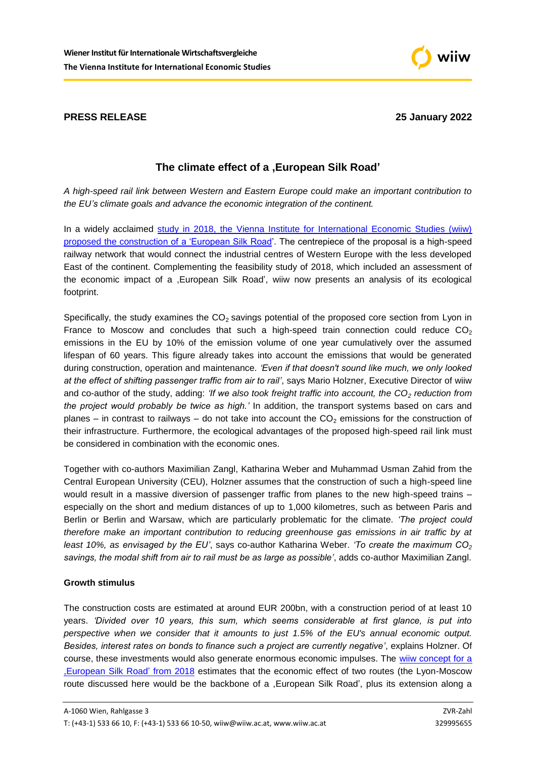**Wiener Institut für Internationale Wirtschaftsvergleiche**
**The Vienna Institute for International Economic Studies**

**PRESS RELEASE** **25 January 2022**

## The climate effect of a ‚European Silk Road'

*A high-speed rail link between Western and Eastern Europe could make an important contribution to the EU's climate goals and advance the economic integration of the continent.*

In a widely acclaimed [study in 2018, the Vienna Institute for International Economic Studies (wiiw) proposed the construction of a 'European Silk Road'](). The centrepiece of the proposal is a high-speed railway network that would connect the industrial centres of Western Europe with the less developed East of the continent. Complementing the feasibility study of 2018, which included an assessment of the economic impact of a ‚European Silk Road', wiiw now presents an analysis of its ecological footprint.

Specifically, the study examines the $CO_2$ savings potential of the proposed core section from Lyon in France to Moscow and concludes that such a high-speed train connection could reduce $CO_2$ emissions in the EU by 10% of the emission volume of one year cumulatively over the assumed lifespan of 60 years. This figure already takes into account the emissions that would be generated during construction, operation and maintenance. *'Even if that doesn't sound like much, we only looked at the effect of shifting passenger traffic from air to rail'*, says Mario Holzner, Executive Director of wiiw and co-author of the study, adding: *'If we also took freight traffic into account, the $CO_2$ reduction from the project would probably be twice as high.'* In addition, the transport systems based on cars and planes – in contrast to railways – do not take into account the $CO_2$ emissions for the construction of their infrastructure. Furthermore, the ecological advantages of the proposed high-speed rail link must be considered in combination with the economic ones.

Together with co-authors Maximilian Zangl, Katharina Weber and Muhammad Usman Zahid from the Central European University (CEU), Holzner assumes that the construction of such a high-speed line would result in a massive diversion of passenger traffic from planes to the new high-speed trains – especially on the short and medium distances of up to 1,000 kilometres, such as between Paris and Berlin or Berlin and Warsaw, which are particularly problematic for the climate. *'The project could therefore make an important contribution to reducing greenhouse gas emissions in air traffic by at least 10%, as envisaged by the EU'*, says co-author Katharina Weber. *'To create the maximum $CO_2$ savings, the modal shift from air to rail must be as large as possible'*, adds co-author Maximilian Zangl.

### Growth stimulus

The construction costs are estimated at around EUR 200bn, with a construction period of at least 10 years. *'Divided over 10 years, this sum, which seems considerable at first glance, is put into perspective when we consider that it amounts to just 1.5% of the EU's annual economic output. Besides, interest rates on bonds to finance such a project are currently negative'*, explains Holzner. Of course, these investments would also generate enormous economic impulses. The [wiiw concept for a ‚European Silk Road' from 2018]() estimates that the economic effect of two routes (the Lyon-Moscow route discussed here would be the backbone of a ‚European Silk Road', plus its extension along a

A-1060 Wien, Rahlgasse 3 ZVR-Zahl
T: (+43-1) 533 66 10, F: (+43-1) 533 66 10-50, wiiw@wiiw.ac.at, www.wiiw.ac.at 329995655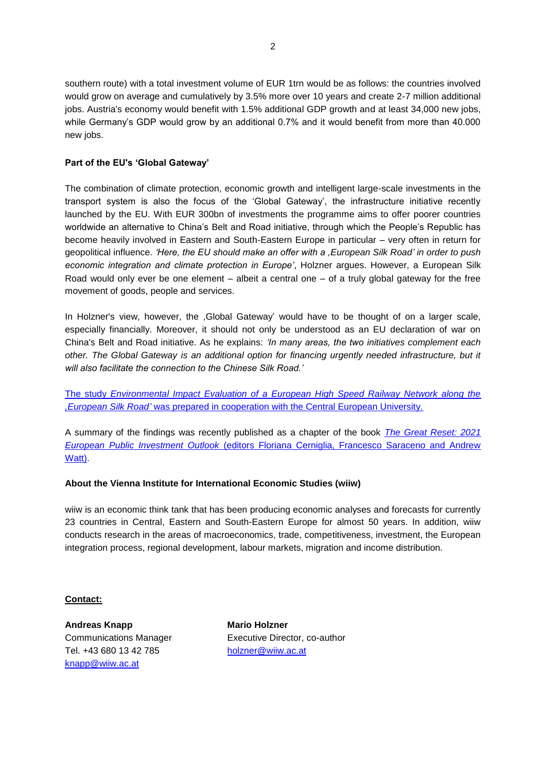southern route) with a total investment volume of EUR 1trn would be as follows: the countries involved would grow on average and cumulatively by 3.5% more over 10 years and create 2-7 million additional jobs. Austria's economy would benefit with 1.5% additional GDP growth and at least 34,000 new jobs, while Germany's GDP would grow by an additional 0.7% and it would benefit from more than 40.000 new jobs.

**Part of the EU's 'Global Gateway'**

The combination of climate protection, economic growth and intelligent large-scale investments in the transport system is also the focus of the 'Global Gateway', the infrastructure initiative recently launched by the EU. With EUR 300bn of investments the programme aims to offer poorer countries worldwide an alternative to China's Belt and Road initiative, through which the People's Republic has become heavily involved in Eastern and South-Eastern Europe in particular – very often in return for geopolitical influence. *'Here, the EU should make an offer with a ,European Silk Road' in order to push economic integration and climate protection in Europe'*, Holzner argues. However, a European Silk Road would only ever be one element – albeit a central one – of a truly global gateway for the free movement of goods, people and services.

In Holzner's view, however, the ,Global Gateway' would have to be thought of on a larger scale, especially financially. Moreover, it should not only be understood as an EU declaration of war on China's Belt and Road initiative. As he explains: *'In many areas, the two initiatives complement each other. The Global Gateway is an additional option for financing urgently needed infrastructure, but it will also facilitate the connection to the Chinese Silk Road.'*

The study *Environmental Impact Evaluation of a European High Speed Railway Network along the ,European Silk Road'* was prepared in cooperation with the Central European University.

A summary of the findings was recently published as a chapter of the book *The Great Reset: 2021 European Public Investment Outlook* (editors Floriana Cerniglia, Francesco Saraceno and Andrew Watt).

**About the Vienna Institute for International Economic Studies (wiiw)**

wiiw is an economic think tank that has been producing economic analyses and forecasts for currently 23 countries in Central, Eastern and South-Eastern Europe for almost 50 years. In addition, wiiw conducts research in the areas of macroeconomics, trade, competitiveness, investment, the European integration process, regional development, labour markets, migration and income distribution.

**Contact:**

**Andreas Knapp**
Communications Manager
Tel. +43 680 13 42 785
knapp@wiiw.ac.at

**Mario Holzner**
Executive Director, co-author
holzner@wiiw.ac.at